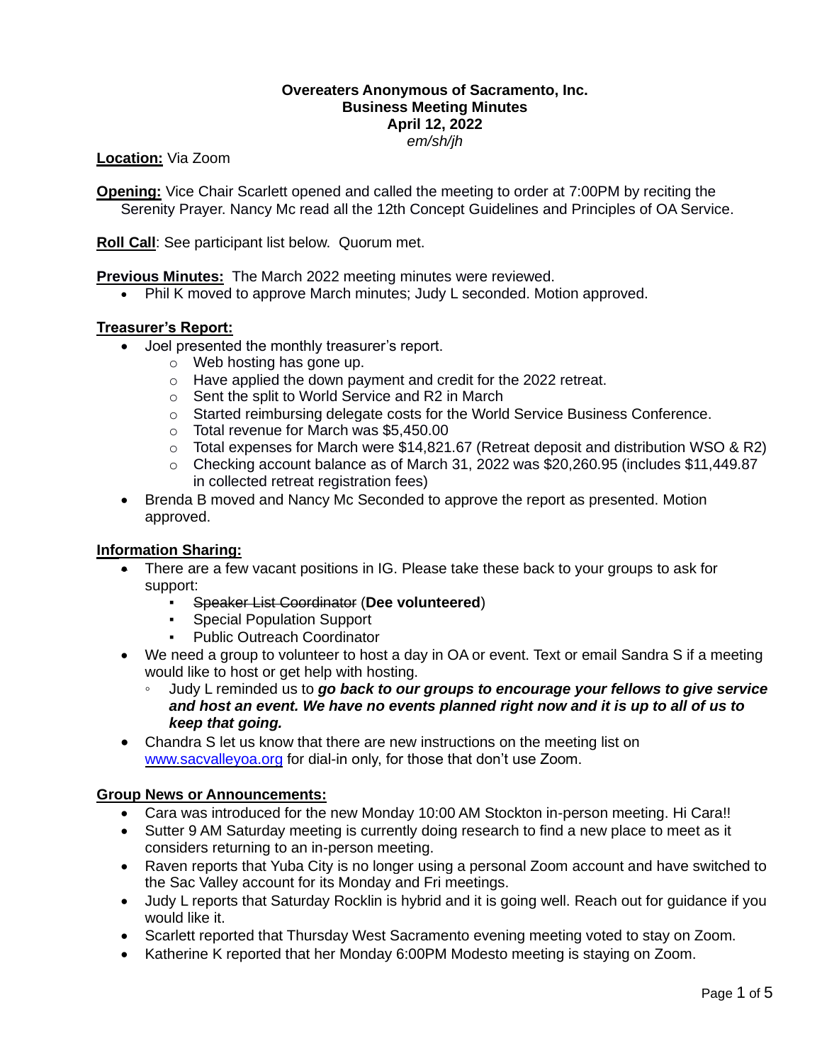**Overeaters Anonymous of Sacramento, Inc.**
**Business Meeting Minutes**
**April 12, 2022**
*em/sh/jh*

**Location:** Via Zoom

**Opening:** Vice Chair Scarlett opened and called the meeting to order at 7:00PM by reciting the Serenity Prayer. Nancy Mc read all the 12th Concept Guidelines and Principles of OA Service.

**Roll Call**: See participant list below. Quorum met.

**Previous Minutes:** The March 2022 meeting minutes were reviewed.

- Phil K moved to approve March minutes; Judy L seconded. Motion approved.

**Treasurer's Report:**

- Joel presented the monthly treasurer's report.
    - Web hosting has gone up.
    - Have applied the down payment and credit for the 2022 retreat.
    - Sent the split to World Service and R2 in March
    - Started reimbursing delegate costs for the World Service Business Conference.
    - Total revenue for March was $5,450.00
    - Total expenses for March were $14,821.67 (Retreat deposit and distribution WSO & R2)
    - Checking account balance as of March 31, 2022 was $20,260.95 (includes $11,449.87 in collected retreat registration fees)
- Brenda B moved and Nancy Mc Seconded to approve the report as presented. Motion approved.

**Information Sharing:**

- There are a few vacant positions in IG. Please take these back to your groups to ask for support:
    - ~~Speaker List Coordinator~~ (**Dee volunteered**)
    - Special Population Support
    - Public Outreach Coordinator
- We need a group to volunteer to host a day in OA or event. Text or email Sandra S if a meeting would like to host or get help with hosting.
    - Judy L reminded us to ***go back to our groups to encourage your fellows to give service and host an event. We have no events planned right now and it is up to all of us to keep that going.***
- Chandra S let us know that there are new instructions on the meeting list on [www.sacvalleyoa.org](http://www.sacvalleyoa.org) for dial-in only, for those that don't use Zoom.

**Group News or Announcements:**

- Cara was introduced for the new Monday 10:00 AM Stockton in-person meeting. Hi Cara!!
- Sutter 9 AM Saturday meeting is currently doing research to find a new place to meet as it considers returning to an in-person meeting.
- Raven reports that Yuba City is no longer using a personal Zoom account and have switched to the Sac Valley account for its Monday and Fri meetings.
- Judy L reports that Saturday Rocklin is hybrid and it is going well. Reach out for guidance if you would like it.
- Scarlett reported that Thursday West Sacramento evening meeting voted to stay on Zoom.
- Katherine K reported that her Monday 6:00PM Modesto meeting is staying on Zoom.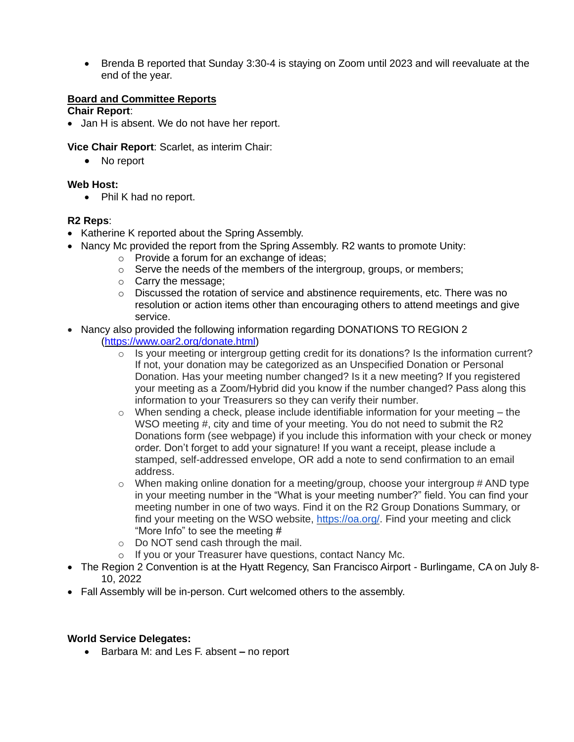- Brenda B reported that Sunday 3:30-4 is staying on Zoom until 2023 and will reevaluate at the end of the year.

**Board and Committee Reports**

**Chair Report**:

- Jan H is absent. We do not have her report.

**Vice Chair Report**: Scarlet, as interim Chair:

- No report

**Web Host:**

- Phil K had no report.

**R2 Reps**:

- Katherine K reported about the Spring Assembly.
- Nancy Mc provided the report from the Spring Assembly. R2 wants to promote Unity:
  - Provide a forum for an exchange of ideas;
  - Serve the needs of the members of the intergroup, groups, or members;
  - Carry the message;
  - Discussed the rotation of service and abstinence requirements, etc. There was no resolution or action items other than encouraging others to attend meetings and give service.
- Nancy also provided the following information regarding DONATIONS TO REGION 2 (https://www.oar2.org/donate.html)
  - Is your meeting or intergroup getting credit for its donations? Is the information current? If not, your donation may be categorized as an Unspecified Donation or Personal Donation. Has your meeting number changed? Is it a new meeting? If you registered your meeting as a Zoom/Hybrid did you know if the number changed? Pass along this information to your Treasurers so they can verify their number.
  - When sending a check, please include identifiable information for your meeting – the WSO meeting #, city and time of your meeting. You do not need to submit the R2 Donations form (see webpage) if you include this information with your check or money order. Don't forget to add your signature! If you want a receipt, please include a stamped, self-addressed envelope, OR add a note to send confirmation to an email address.
  - When making online donation for a meeting/group, choose your intergroup # AND type in your meeting number in the "What is your meeting number?" field. You can find your meeting number in one of two ways. Find it on the R2 Group Donations Summary, or find your meeting on the WSO website, https://oa.org/. Find your meeting and click "More Info" to see the meeting #
  - Do NOT send cash through the mail.
  - If you or your Treasurer have questions, contact Nancy Mc.
- The Region 2 Convention is at the Hyatt Regency, San Francisco Airport - Burlingame, CA on July 8-10, 2022
- Fall Assembly will be in-person. Curt welcomed others to the assembly.

**World Service Delegates:**

- Barbara M: and Les F. absent **–** no report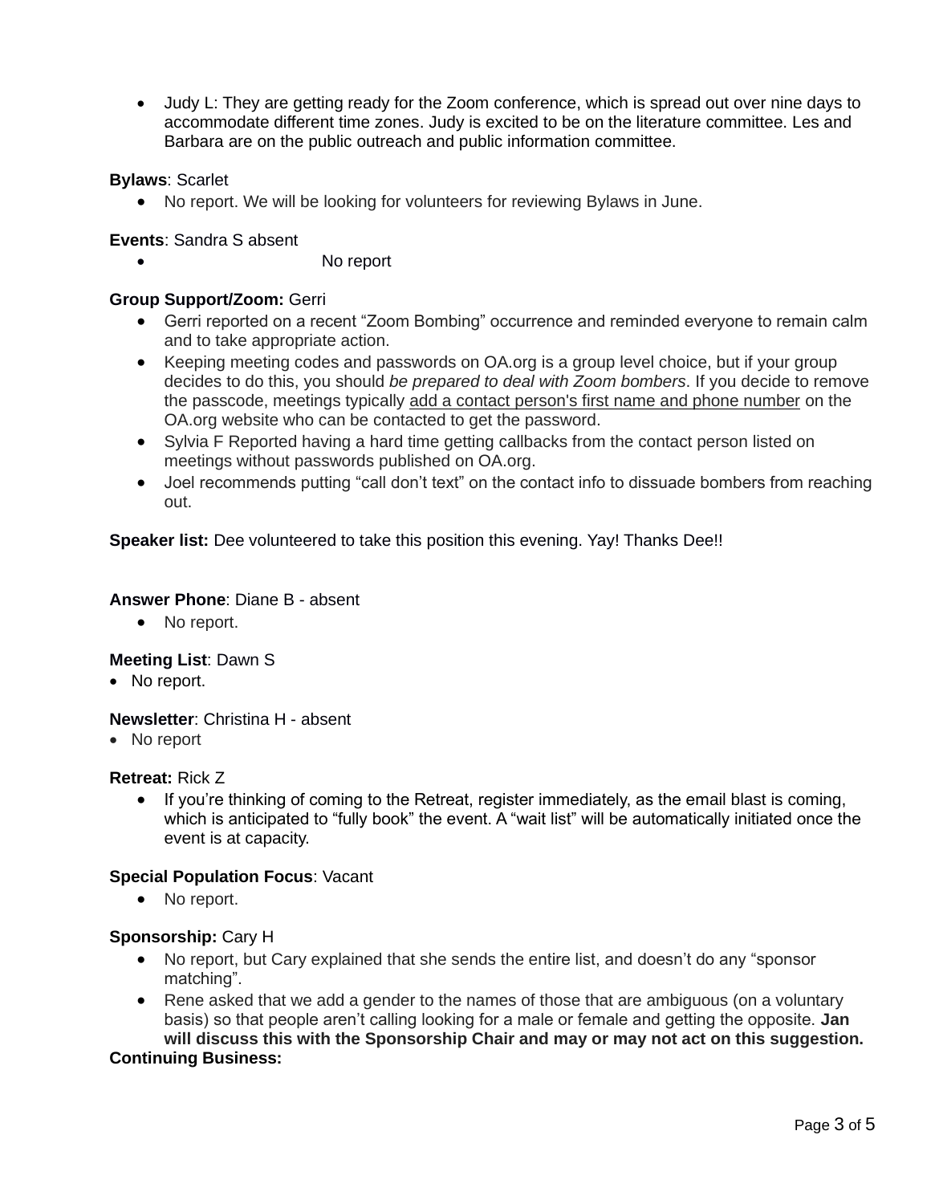- Judy L: They are getting ready for the Zoom conference, which is spread out over nine days to accommodate different time zones. Judy is excited to be on the literature committee. Les and Barbara are on the public outreach and public information committee.

**Bylaws**: Scarlet

- No report. We will be looking for volunteers for reviewing Bylaws in June.

**Events**: Sandra S absent

- No report

**Group Support/Zoom:** Gerri

- Gerri reported on a recent "Zoom Bombing" occurrence and reminded everyone to remain calm and to take appropriate action.
- Keeping meeting codes and passwords on OA.org is a group level choice, but if your group decides to do this, you should *be prepared to deal with Zoom bombers*. If you decide to remove the passcode, meetings typically <u>add a contact person's first name and phone number</u> on the OA.org website who can be contacted to get the password.
- Sylvia F Reported having a hard time getting callbacks from the contact person listed on meetings without passwords published on OA.org.
- Joel recommends putting "call don't text" on the contact info to dissuade bombers from reaching out.

**Speaker list:** Dee volunteered to take this position this evening. Yay! Thanks Dee!!

**Answer Phone**: Diane B - absent

- No report.

**Meeting List**: Dawn S

- No report.

**Newsletter**: Christina H - absent

- No report

**Retreat:** Rick Z

- If you're thinking of coming to the Retreat, register immediately, as the email blast is coming, which is anticipated to "fully book" the event. A "wait list" will be automatically initiated once the event is at capacity.

**Special Population Focus**: Vacant

- No report.

**Sponsorship:** Cary H

- No report, but Cary explained that she sends the entire list, and doesn't do any "sponsor matching".
- Rene asked that we add a gender to the names of those that are ambiguous (on a voluntary basis) so that people aren't calling looking for a male or female and getting the opposite. **Jan will discuss this with the Sponsorship Chair and may or may not act on this suggestion.**

**Continuing Business:**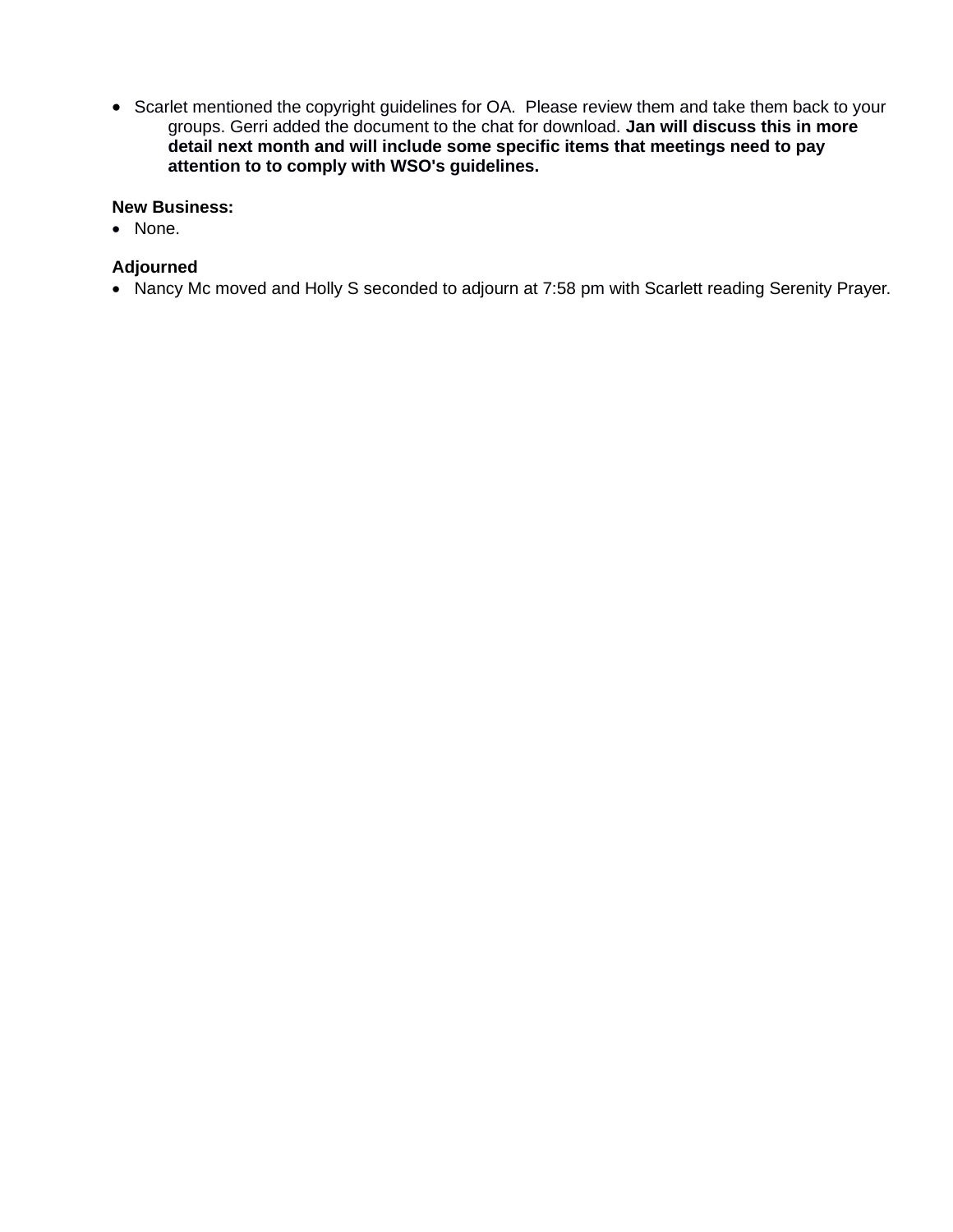- Scarlet mentioned the copyright guidelines for OA.  Please review them and take them back to your groups. Gerri added the document to the chat for download. **Jan will discuss this in more detail next month and will include some specific items that meetings need to pay attention to to comply with WSO's guidelines.**

**New Business:**
- None.

**Adjourned**
- Nancy Mc moved and Holly S seconded to adjourn at 7:58 pm with Scarlett reading Serenity Prayer.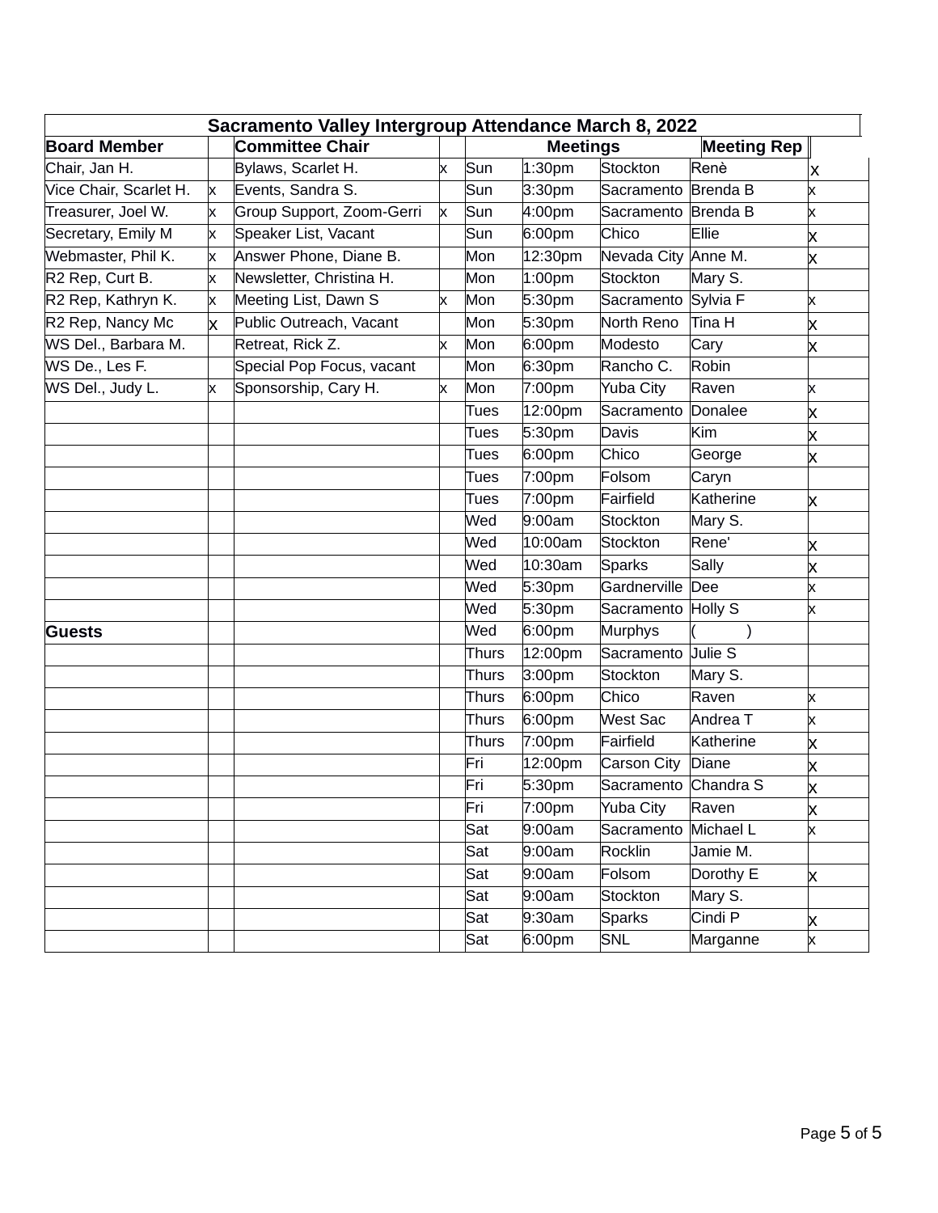| Sacramento Valley Intergroup Attendance March 8, 2022 | | | | | | | | |
|---|---|---|---|---|---|---|---|---|
| **Board Member** | | **Committee Chair** | | **Meetings** | | | **Meeting Rep** | |
| Chair, Jan H. | | Bylaws, Scarlet H. | x | Sun | 1:30pm | Stockton | Renè | x |
| Vice Chair, Scarlet H. | x | Events, Sandra S. | | Sun | 3:30pm | Sacramento | Brenda B | x |
| Treasurer, Joel W. | x | Group Support, Zoom-Gerri | x | Sun | 4:00pm | Sacramento | Brenda B | x |
| Secretary, Emily M | x | Speaker List, Vacant | | Sun | 6:00pm | Chico | Ellie | x |
| Webmaster, Phil K. | x | Answer Phone, Diane B. | | Mon | 12:30pm | Nevada City | Anne M. | x |
| R2 Rep, Curt B. | x | Newsletter, Christina H. | | Mon | 1:00pm | Stockton | Mary S. | |
| R2 Rep, Kathryn K. | x | Meeting List, Dawn S | x | Mon | 5:30pm | Sacramento | Sylvia F | x |
| R2 Rep, Nancy Mc | x | Public Outreach, Vacant | | Mon | 5:30pm | North Reno | Tina H | x |
| WS Del., Barbara M. | | Retreat, Rick Z. | x | Mon | 6:00pm | Modesto | Cary | x |
| WS De., Les F. | | Special Pop Focus, vacant | | Mon | 6:30pm | Rancho C. | Robin | |
| WS Del., Judy L. | x | Sponsorship, Cary H. | x | Mon | 7:00pm | Yuba City | Raven | x |
| | | | | Tues | 12:00pm | Sacramento | Donalee | x |
| | | | | Tues | 5:30pm | Davis | Kim | x |
| | | | | Tues | 6:00pm | Chico | George | x |
| | | | | Tues | 7:00pm | Folsom | Caryn | |
| | | | | Tues | 7:00pm | Fairfield | Katherine | x |
| | | | | Wed | 9:00am | Stockton | Mary S. | |
| | | | | Wed | 10:00am | Stockton | Rene' | x |
| | | | | Wed | 10:30am | Sparks | Sally | x |
| | | | | Wed | 5:30pm | Gardnerville | Dee | x |
| | | | | Wed | 5:30pm | Sacramento | Holly S | x |
| **Guests** | | | | Wed | 6:00pm | Murphys | ( ) | |
| | | | | Thurs | 12:00pm | Sacramento | Julie S | |
| | | | | Thurs | 3:00pm | Stockton | Mary S. | |
| | | | | Thurs | 6:00pm | Chico | Raven | x |
| | | | | Thurs | 6:00pm | West Sac | Andrea T | x |
| | | | | Thurs | 7:00pm | Fairfield | Katherine | x |
| | | | | Fri | 12:00pm | Carson City | Diane | x |
| | | | | Fri | 5:30pm | Sacramento | Chandra S | x |
| | | | | Fri | 7:00pm | Yuba City | Raven | x |
| | | | | Sat | 9:00am | Sacramento | Michael L | x |
| | | | | Sat | 9:00am | Rocklin | Jamie M. | |
| | | | | Sat | 9:00am | Folsom | Dorothy E | x |
| | | | | Sat | 9:00am | Stockton | Mary S. | |
| | | | | Sat | 9:30am | Sparks | Cindi P | x |
| | | | | Sat | 6:00pm | SNL | Marganne | x |